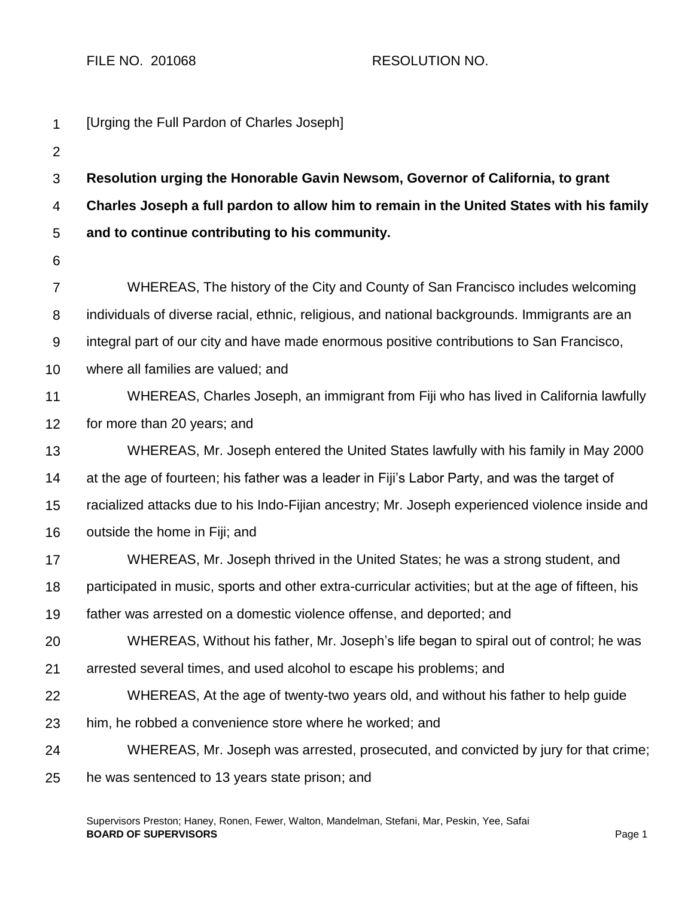FILE NO. 201068 RESOLUTION NO.

[Urging the Full Pardon of Charles Joseph]

**Resolution urging the Honorable Gavin Newsom, Governor of California, to grant Charles Joseph a full pardon to allow him to remain in the United States with his family and to continue contributing to his community.**

WHEREAS, The history of the City and County of San Francisco includes welcoming individuals of diverse racial, ethnic, religious, and national backgrounds. Immigrants are an integral part of our city and have made enormous positive contributions to San Francisco, where all families are valued; and

WHEREAS, Charles Joseph, an immigrant from Fiji who has lived in California lawfully for more than 20 years; and

WHEREAS, Mr. Joseph entered the United States lawfully with his family in May 2000 at the age of fourteen; his father was a leader in Fiji's Labor Party, and was the target of racialized attacks due to his Indo-Fijian ancestry; Mr. Joseph experienced violence inside and outside the home in Fiji; and

WHEREAS, Mr. Joseph thrived in the United States; he was a strong student, and participated in music, sports and other extra-curricular activities; but at the age of fifteen, his father was arrested on a domestic violence offense, and deported; and

WHEREAS, Without his father, Mr. Joseph's life began to spiral out of control; he was arrested several times, and used alcohol to escape his problems; and

WHEREAS, At the age of twenty-two years old, and without his father to help guide him, he robbed a convenience store where he worked; and

WHEREAS, Mr. Joseph was arrested, prosecuted, and convicted by jury for that crime; he was sentenced to 13 years state prison; and

Supervisors Preston; Haney, Ronen, Fewer, Walton, Mandelman, Stefani, Mar, Peskin, Yee, Safai
**BOARD OF SUPERVISORS**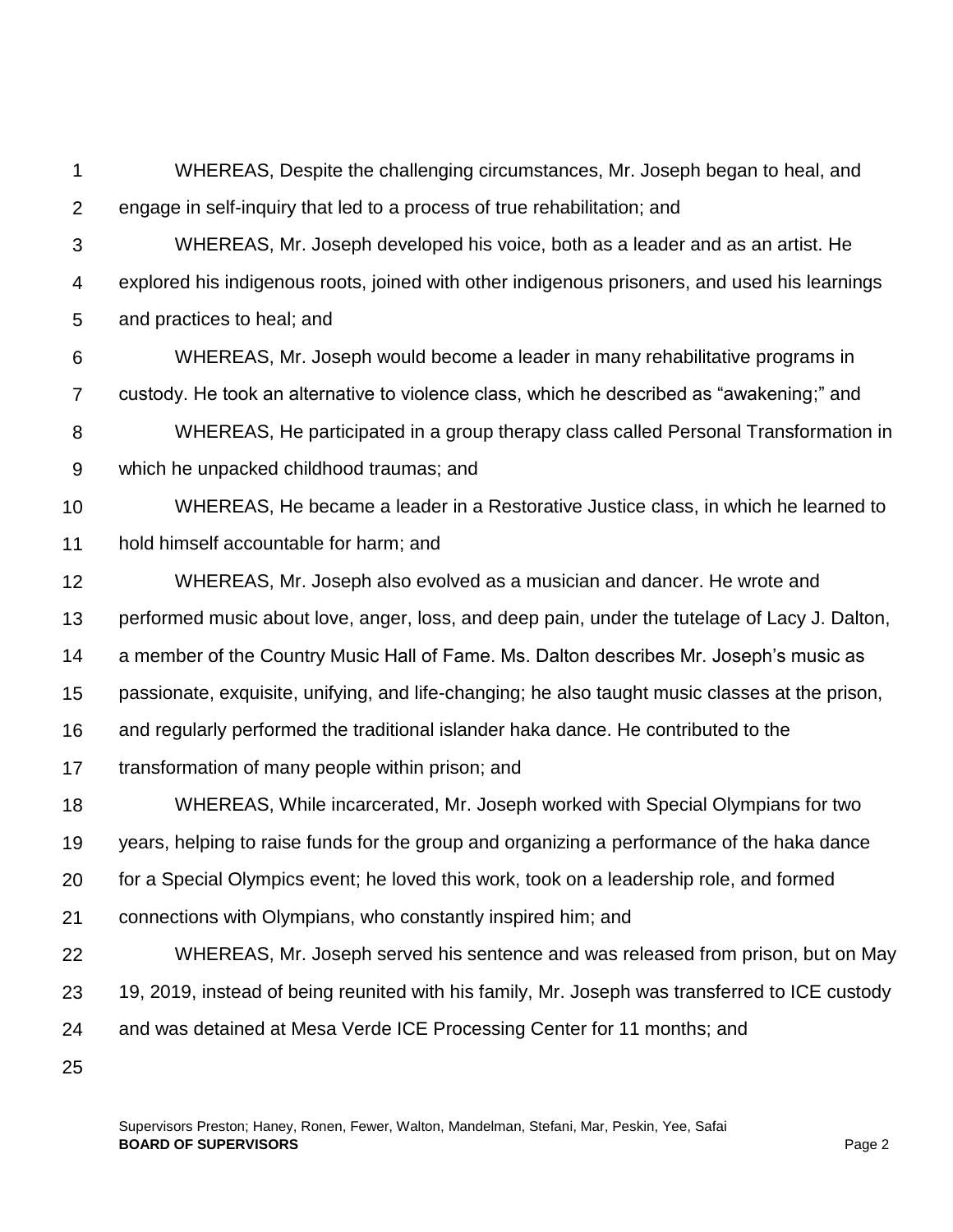WHEREAS, Despite the challenging circumstances, Mr. Joseph began to heal, and engage in self-inquiry that led to a process of true rehabilitation; and

WHEREAS, Mr. Joseph developed his voice, both as a leader and as an artist. He explored his indigenous roots, joined with other indigenous prisoners, and used his learnings and practices to heal; and

WHEREAS, Mr. Joseph would become a leader in many rehabilitative programs in custody. He took an alternative to violence class, which he described as "awakening;" and

WHEREAS, He participated in a group therapy class called Personal Transformation in which he unpacked childhood traumas; and

WHEREAS, He became a leader in a Restorative Justice class, in which he learned to hold himself accountable for harm; and

WHEREAS, Mr. Joseph also evolved as a musician and dancer. He wrote and performed music about love, anger, loss, and deep pain, under the tutelage of Lacy J. Dalton, a member of the Country Music Hall of Fame. Ms. Dalton describes Mr. Joseph's music as passionate, exquisite, unifying, and life-changing; he also taught music classes at the prison, and regularly performed the traditional islander haka dance. He contributed to the transformation of many people within prison; and

WHEREAS, While incarcerated, Mr. Joseph worked with Special Olympians for two years, helping to raise funds for the group and organizing a performance of the haka dance for a Special Olympics event; he loved this work, took on a leadership role, and formed connections with Olympians, who constantly inspired him; and

WHEREAS, Mr. Joseph served his sentence and was released from prison, but on May 19, 2019, instead of being reunited with his family, Mr. Joseph was transferred to ICE custody and was detained at Mesa Verde ICE Processing Center for 11 months; and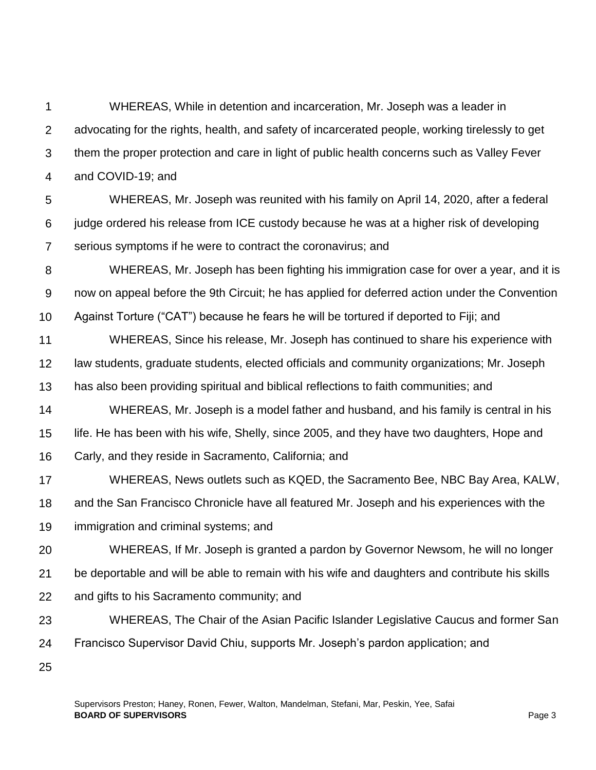WHEREAS, While in detention and incarceration, Mr. Joseph was a leader in advocating for the rights, health, and safety of incarcerated people, working tirelessly to get them the proper protection and care in light of public health concerns such as Valley Fever and COVID-19; and

WHEREAS, Mr. Joseph was reunited with his family on April 14, 2020, after a federal judge ordered his release from ICE custody because he was at a higher risk of developing serious symptoms if he were to contract the coronavirus; and

WHEREAS, Mr. Joseph has been fighting his immigration case for over a year, and it is now on appeal before the 9th Circuit; he has applied for deferred action under the Convention Against Torture ("CAT") because he fears he will be tortured if deported to Fiji; and

WHEREAS, Since his release, Mr. Joseph has continued to share his experience with law students, graduate students, elected officials and community organizations; Mr. Joseph has also been providing spiritual and biblical reflections to faith communities; and

WHEREAS, Mr. Joseph is a model father and husband, and his family is central in his life. He has been with his wife, Shelly, since 2005, and they have two daughters, Hope and Carly, and they reside in Sacramento, California; and

WHEREAS, News outlets such as KQED, the Sacramento Bee, NBC Bay Area, KALW, and the San Francisco Chronicle have all featured Mr. Joseph and his experiences with the immigration and criminal systems; and

WHEREAS, If Mr. Joseph is granted a pardon by Governor Newsom, he will no longer be deportable and will be able to remain with his wife and daughters and contribute his skills and gifts to his Sacramento community; and

WHEREAS, The Chair of the Asian Pacific Islander Legislative Caucus and former San Francisco Supervisor David Chiu, supports Mr. Joseph's pardon application; and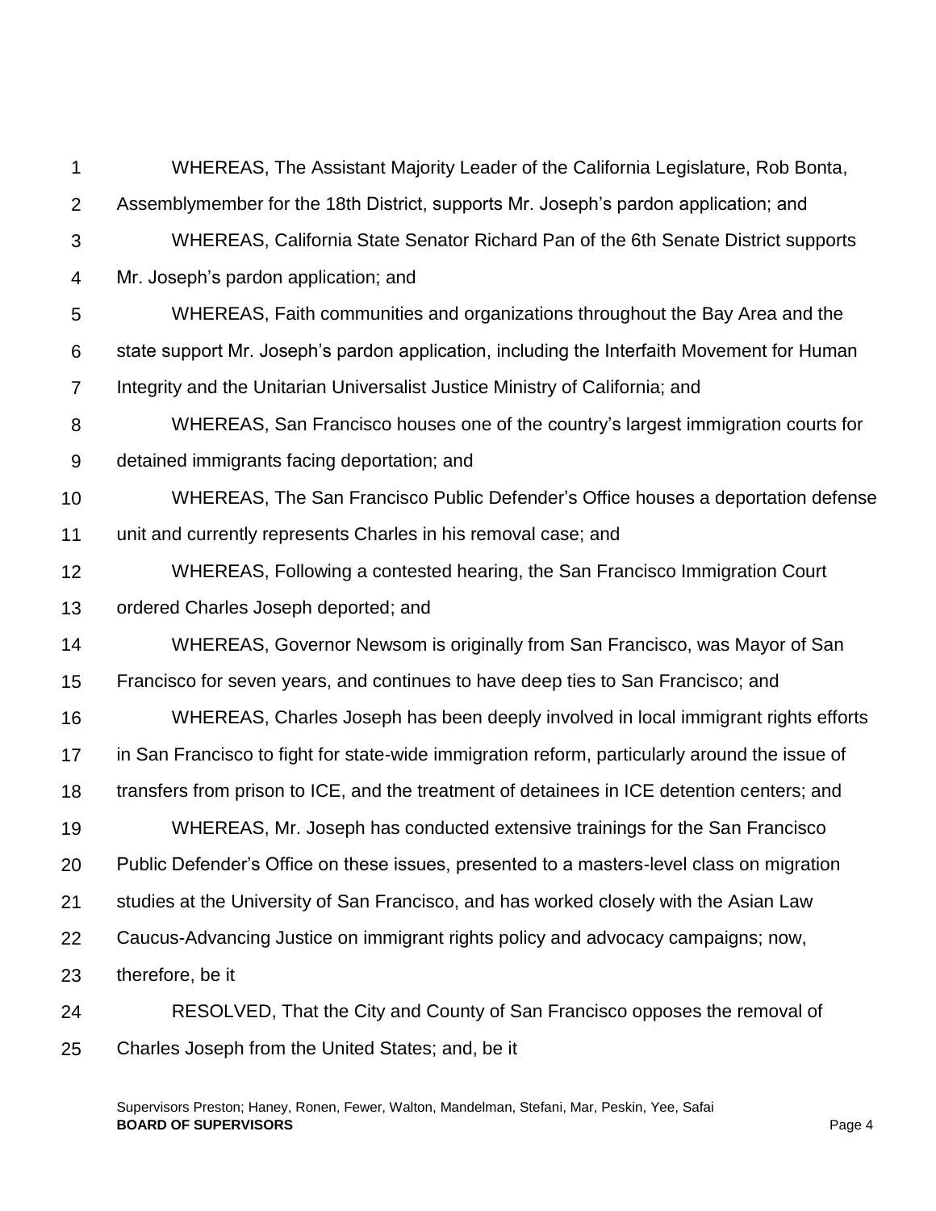WHEREAS, The Assistant Majority Leader of the California Legislature, Rob Bonta, Assemblymember for the 18th District, supports Mr. Joseph's pardon application; and

WHEREAS, California State Senator Richard Pan of the 6th Senate District supports Mr. Joseph's pardon application; and

WHEREAS, Faith communities and organizations throughout the Bay Area and the state support Mr. Joseph's pardon application, including the Interfaith Movement for Human Integrity and the Unitarian Universalist Justice Ministry of California; and

WHEREAS, San Francisco houses one of the country's largest immigration courts for detained immigrants facing deportation; and

WHEREAS, The San Francisco Public Defender's Office houses a deportation defense unit and currently represents Charles in his removal case; and

WHEREAS, Following a contested hearing, the San Francisco Immigration Court ordered Charles Joseph deported; and

WHEREAS, Governor Newsom is originally from San Francisco, was Mayor of San Francisco for seven years, and continues to have deep ties to San Francisco; and

WHEREAS, Charles Joseph has been deeply involved in local immigrant rights efforts in San Francisco to fight for state-wide immigration reform, particularly around the issue of transfers from prison to ICE, and the treatment of detainees in ICE detention centers; and

WHEREAS, Mr. Joseph has conducted extensive trainings for the San Francisco Public Defender's Office on these issues, presented to a masters-level class on migration studies at the University of San Francisco, and has worked closely with the Asian Law Caucus-Advancing Justice on immigrant rights policy and advocacy campaigns; now, therefore, be it

RESOLVED, That the City and County of San Francisco opposes the removal of Charles Joseph from the United States; and, be it

Supervisors Preston; Haney, Ronen, Fewer, Walton, Mandelman, Stefani, Mar, Peskin, Yee, Safai
**BOARD OF SUPERVISORS**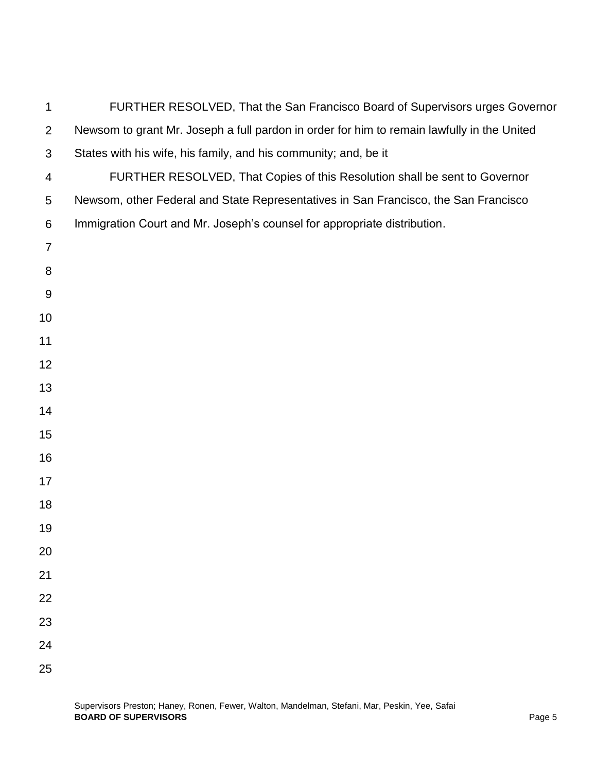FURTHER RESOLVED, That the San Francisco Board of Supervisors urges Governor Newsom to grant Mr. Joseph a full pardon in order for him to remain lawfully in the United States with his wife, his family, and his community; and, be it

FURTHER RESOLVED, That Copies of this Resolution shall be sent to Governor Newsom, other Federal and State Representatives in San Francisco, the San Francisco Immigration Court and Mr. Joseph's counsel for appropriate distribution.